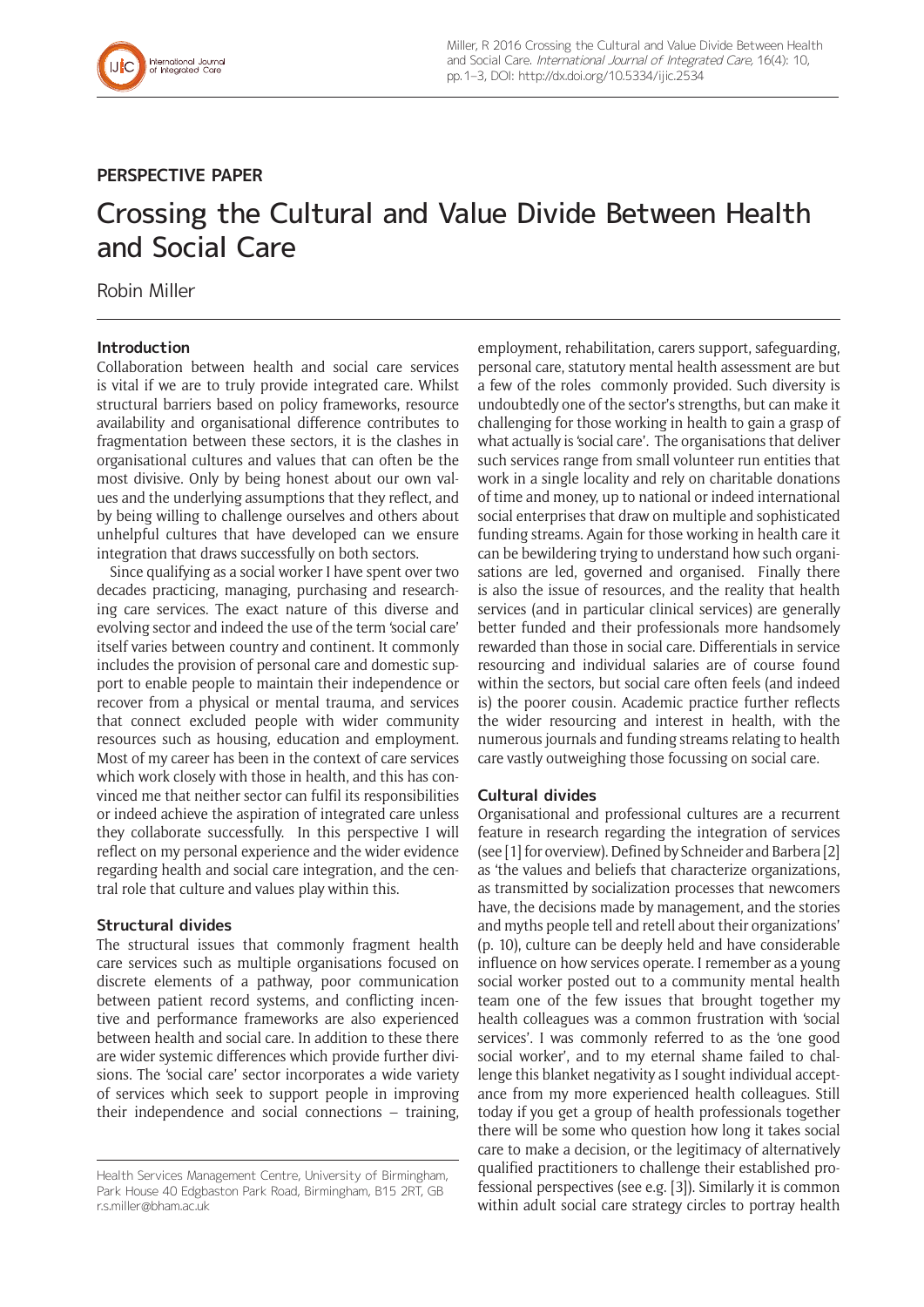PERSPECTIVE PAPER

# Crossing the Cultural and Value Divide Between Health and Social Care

Robin Miller

## Introduction

Collaboration between health and social care services is vital if we are to truly provide integrated care. Whilst structural barriers based on policy frameworks, resource availability and organisational difference contributes to fragmentation between these sectors, it is the clashes in organisational cultures and values that can often be the most divisive. Only by being honest about our own values and the underlying assumptions that they reflect, and by being willing to challenge ourselves and others about unhelpful cultures that have developed can we ensure integration that draws successfully on both sectors.

Since qualifying as a social worker I have spent over two decades practicing, managing, purchasing and researching care services. The exact nature of this diverse and evolving sector and indeed the use of the term 'social care' itself varies between country and continent. It commonly includes the provision of personal care and domestic support to enable people to maintain their independence or recover from a physical or mental trauma, and services that connect excluded people with wider community resources such as housing, education and employment. Most of my career has been in the context of care services which work closely with those in health, and this has convinced me that neither sector can fulfil its responsibilities or indeed achieve the aspiration of integrated care unless they collaborate successfully. In this perspective I will reflect on my personal experience and the wider evidence regarding health and social care integration, and the central role that culture and values play within this.

## Structural divides

The structural issues that commonly fragment health care services such as multiple organisations focused on discrete elements of a pathway, poor communication between patient record systems, and conflicting incentive and performance frameworks are also experienced between health and social care. In addition to these there are wider systemic differences which provide further divisions. The 'social care' sector incorporates a wide variety of services which seek to support people in improving their independence and social connections – training, employment, rehabilitation, carers support, safeguarding, personal care, statutory mental health assessment are but a few of the roles commonly provided. Such diversity is undoubtedly one of the sector's strengths, but can make it challenging for those working in health to gain a grasp of what actually is 'social care'. The organisations that deliver such services range from small volunteer run entities that work in a single locality and rely on charitable donations of time and money, up to national or indeed international social enterprises that draw on multiple and sophisticated funding streams. Again for those working in health care it can be bewildering trying to understand how such organisations are led, governed and organised. Finally there is also the issue of resources, and the reality that health services (and in particular clinical services) are generally better funded and their professionals more handsomely rewarded than those in social care. Differentials in service resourcing and individual salaries are of course found within the sectors, but social care often feels (and indeed is) the poorer cousin. Academic practice further reflects the wider resourcing and interest in health, with the numerous journals and funding streams relating to health care vastly outweighing those focussing on social care.

## Cultural divides

Organisational and professional cultures are a recurrent feature in research regarding the integration of services (see [1] for overview). Defined by Schneider and Barbera [2] as 'the values and beliefs that characterize organizations, as transmitted by socialization processes that newcomers have, the decisions made by management, and the stories and myths people tell and retell about their organizations' (p. 10), culture can be deeply held and have considerable influence on how services operate. I remember as a young social worker posted out to a community mental health team one of the few issues that brought together my health colleagues was a common frustration with 'social services'. I was commonly referred to as the 'one good social worker', and to my eternal shame failed to challenge this blanket negativity as I sought individual acceptance from my more experienced health colleagues. Still today if you get a group of health professionals together there will be some who question how long it takes social care to make a decision, or the legitimacy of alternatively qualified practitioners to challenge their established professional perspectives (see e.g. [3]). Similarly it is common within adult social care strategy circles to portray health

Health Services Management Centre, University of Birmingham, Park House 40 Edgbaston Park Road, Birmingham, B15 2RT, GB
r.s.miller@bham.ac.uk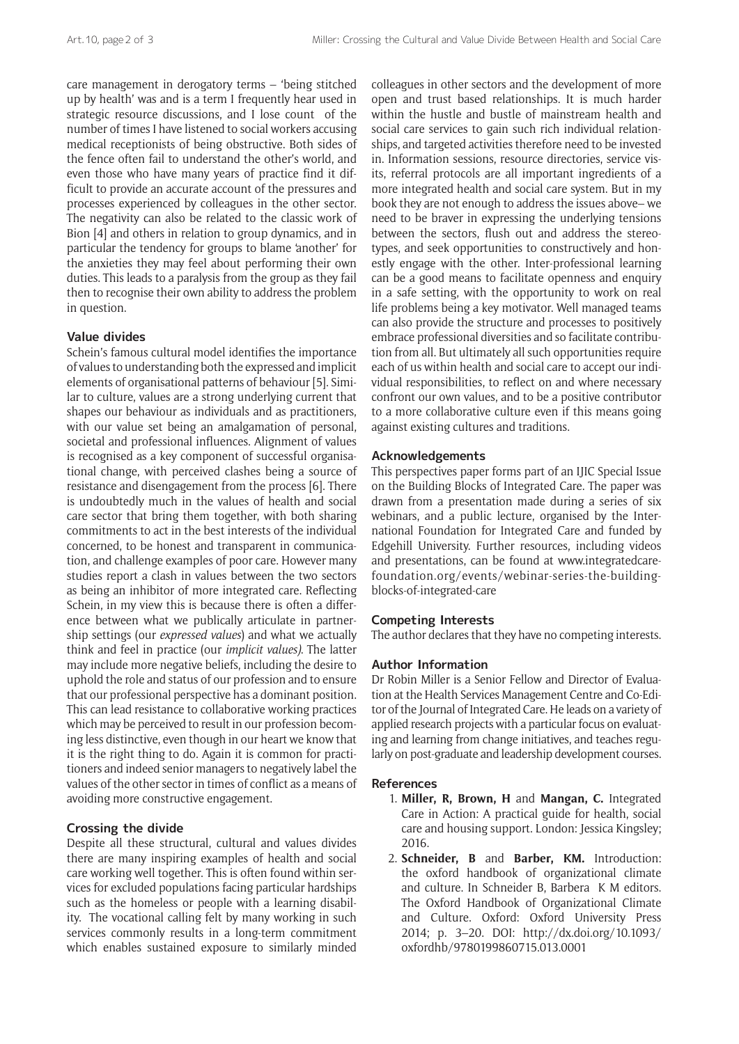care management in derogatory terms – 'being stitched up by health' was and is a term I frequently hear used in strategic resource discussions, and I lose count of the number of times I have listened to social workers accusing medical receptionists of being obstructive. Both sides of the fence often fail to understand the other's world, and even those who have many years of practice find it difficult to provide an accurate account of the pressures and processes experienced by colleagues in the other sector. The negativity can also be related to the classic work of Bion [4] and others in relation to group dynamics, and in particular the tendency for groups to blame 'another' for the anxieties they may feel about performing their own duties. This leads to a paralysis from the group as they fail then to recognise their own ability to address the problem in question.

## Value divides

Schein's famous cultural model identifies the importance of values to understanding both the expressed and implicit elements of organisational patterns of behaviour [5]. Similar to culture, values are a strong underlying current that shapes our behaviour as individuals and as practitioners, with our value set being an amalgamation of personal, societal and professional influences. Alignment of values is recognised as a key component of successful organisational change, with perceived clashes being a source of resistance and disengagement from the process [6]. There is undoubtedly much in the values of health and social care sector that bring them together, with both sharing commitments to act in the best interests of the individual concerned, to be honest and transparent in communication, and challenge examples of poor care. However many studies report a clash in values between the two sectors as being an inhibitor of more integrated care. Reflecting Schein, in my view this is because there is often a difference between what we publically articulate in partnership settings (our *expressed values*) and what we actually think and feel in practice (our *implicit values)*. The latter may include more negative beliefs, including the desire to uphold the role and status of our profession and to ensure that our professional perspective has a dominant position. This can lead resistance to collaborative working practices which may be perceived to result in our profession becoming less distinctive, even though in our heart we know that it is the right thing to do. Again it is common for practitioners and indeed senior managers to negatively label the values of the other sector in times of conflict as a means of avoiding more constructive engagement.

## Crossing the divide

Despite all these structural, cultural and values divides there are many inspiring examples of health and social care working well together. This is often found within services for excluded populations facing particular hardships such as the homeless or people with a learning disability. The vocational calling felt by many working in such services commonly results in a long-term commitment which enables sustained exposure to similarly minded colleagues in other sectors and the development of more open and trust based relationships. It is much harder within the hustle and bustle of mainstream health and social care services to gain such rich individual relationships, and targeted activities therefore need to be invested in. Information sessions, resource directories, service visits, referral protocols are all important ingredients of a more integrated health and social care system. But in my book they are not enough to address the issues above– we need to be braver in expressing the underlying tensions between the sectors, flush out and address the stereotypes, and seek opportunities to constructively and honestly engage with the other. Inter-professional learning can be a good means to facilitate openness and enquiry in a safe setting, with the opportunity to work on real life problems being a key motivator. Well managed teams can also provide the structure and processes to positively embrace professional diversities and so facilitate contribution from all. But ultimately all such opportunities require each of us within health and social care to accept our individual responsibilities, to reflect on and where necessary confront our own values, and to be a positive contributor to a more collaborative culture even if this means going against existing cultures and traditions.

## Acknowledgements

This perspectives paper forms part of an IJIC Special Issue on the Building Blocks of Integrated Care. The paper was drawn from a presentation made during a series of six webinars, and a public lecture, organised by the International Foundation for Integrated Care and funded by Edgehill University. Further resources, including videos and presentations, can be found at www.integratedcarefoundation.org/events/webinar-series-the-building-blocks-of-integrated-care

## Competing Interests

The author declares that they have no competing interests.

## Author Information

Dr Robin Miller is a Senior Fellow and Director of Evaluation at the Health Services Management Centre and Co-Editor of the Journal of Integrated Care. He leads on a variety of applied research projects with a particular focus on evaluating and learning from change initiatives, and teaches regularly on post-graduate and leadership development courses.

## References

1. **Miller, R, Brown, H** and **Mangan, C.** Integrated Care in Action: A practical guide for health, social care and housing support. London: Jessica Kingsley; 2016.
2. **Schneider, B** and **Barber, KM.** Introduction: the oxford handbook of organizational climate and culture. In Schneider B, Barbera K M editors. The Oxford Handbook of Organizational Climate and Culture. Oxford: Oxford University Press 2014; p. 3–20. DOI: http://dx.doi.org/10.1093/oxfordhb/9780199860715.013.0001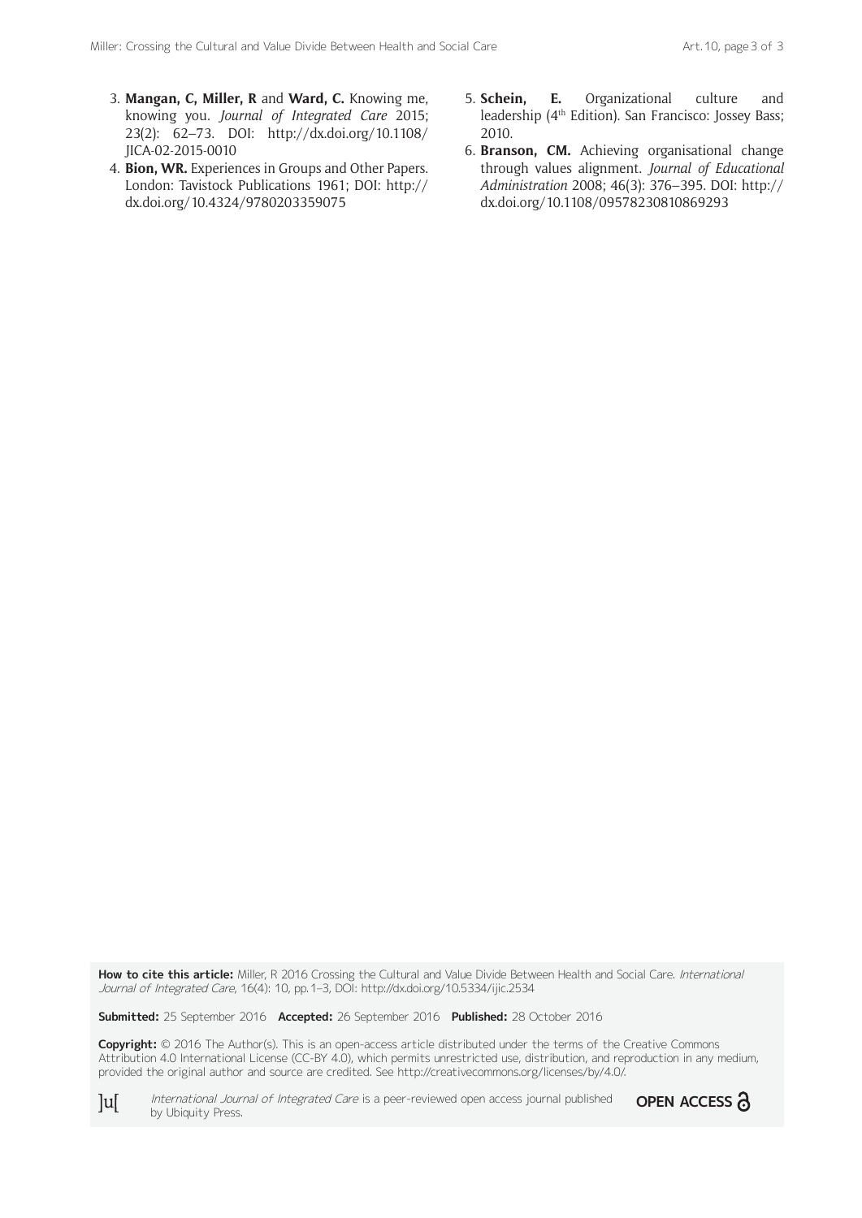3. **Mangan, C, Miller, R** and **Ward, C.** Knowing me, knowing you. *Journal of Integrated Care* 2015; 23(2): 62–73. DOI: http://dx.doi.org/10.1108/JICA-02-2015-0010
4. **Bion, WR.** Experiences in Groups and Other Papers. London: Tavistock Publications 1961; DOI: http://dx.doi.org/10.4324/9780203359075
5. **Schein, E.** Organizational culture and leadership (4th Edition). San Francisco: Jossey Bass; 2010.
6. **Branson, CM.** Achieving organisational change through values alignment. *Journal of Educational Administration* 2008; 46(3): 376–395. DOI: http://dx.doi.org/10.1108/09578230810869293

**How to cite this article:** Miller, R 2016 Crossing the Cultural and Value Divide Between Health and Social Care. *International Journal of Integrated Care*, 16(4): 10, pp. 1–3, DOI: http://dx.doi.org/10.5334/ijic.2534

**Submitted:** 25 September 2016 **Accepted:** 26 September 2016 **Published:** 28 October 2016

**Copyright:** © 2016 The Author(s). This is an open-access article distributed under the terms of the Creative Commons Attribution 4.0 International License (CC-BY 4.0), which permits unrestricted use, distribution, and reproduction in any medium, provided the original author and source are credited. See http://creativecommons.org/licenses/by/4.0/.

*International Journal of Integrated Care* is a peer-reviewed open access journal published by Ubiquity Press.

**OPEN ACCESS**